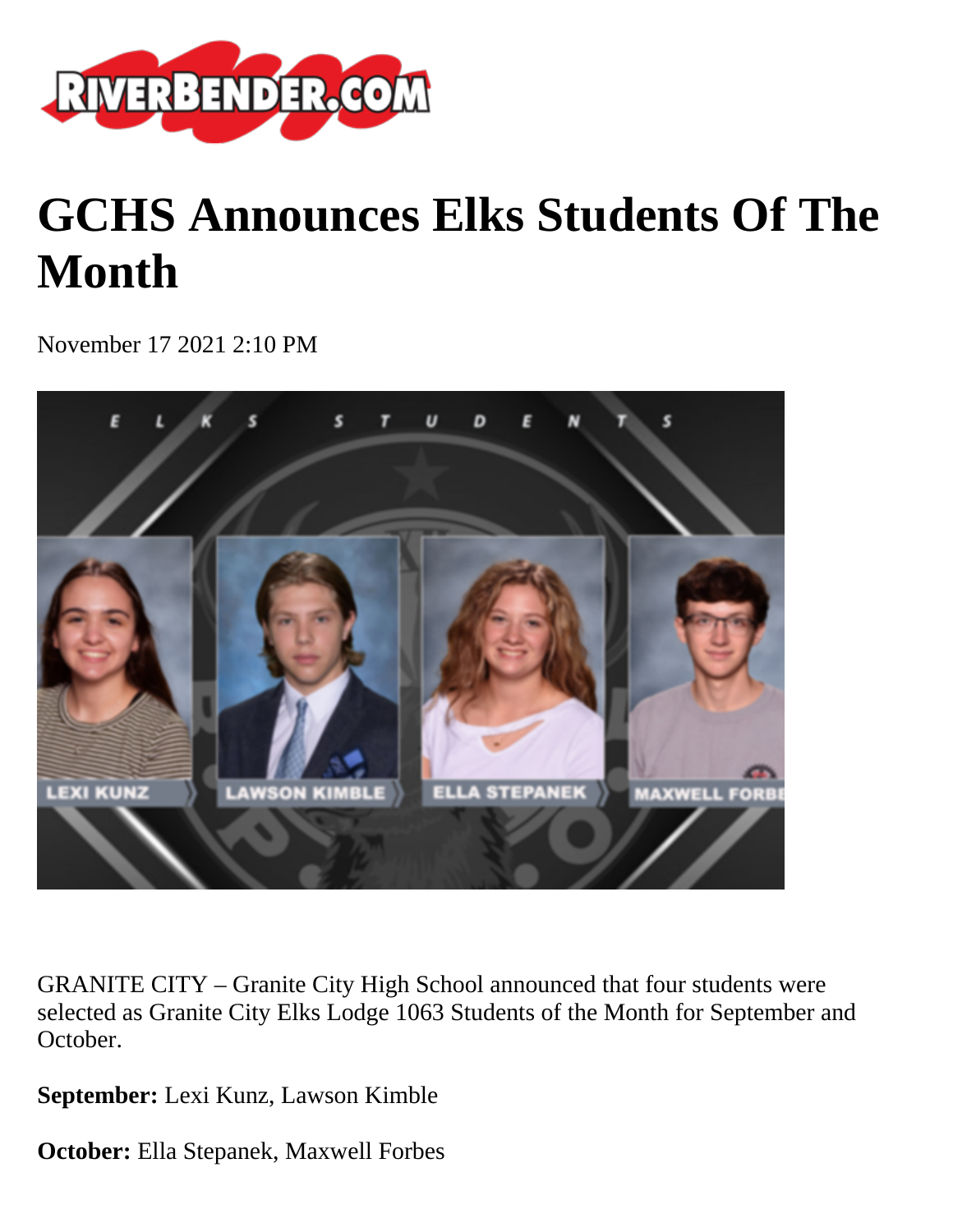# GCHS Announces Elks Students Of The Month

November 17 2021 2:10 PM

GRANITE CITY – Granite City High School announced that four students were selected as Granite City Elks Lodge 1063 Students of the Month for September and October.

**September:** Lexi Kunz, Lawson Kimble

**October:** Ella Stepanek, Maxwell Forbes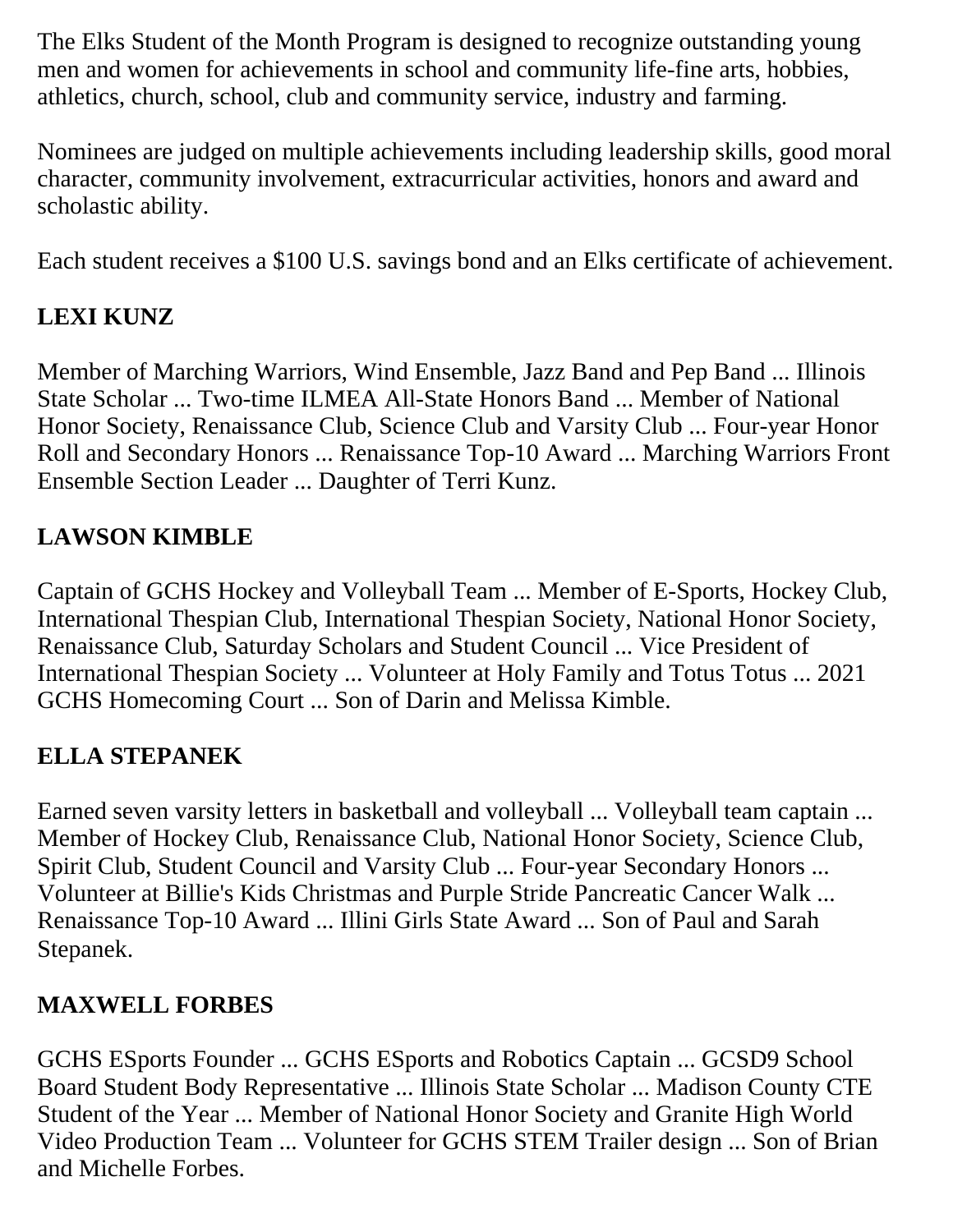The Elks Student of the Month Program is designed to recognize outstanding young men and women for achievements in school and community life-fine arts, hobbies, athletics, church, school, club and community service, industry and farming.

Nominees are judged on multiple achievements including leadership skills, good moral character, community involvement, extracurricular activities, honors and award and scholastic ability.

Each student receives a $100 U.S. savings bond and an Elks certificate of achievement.

**LEXI KUNZ**

Member of Marching Warriors, Wind Ensemble, Jazz Band and Pep Band ... Illinois State Scholar ... Two-time ILMEA All-State Honors Band ... Member of National Honor Society, Renaissance Club, Science Club and Varsity Club ... Four-year Honor Roll and Secondary Honors ... Renaissance Top-10 Award ... Marching Warriors Front Ensemble Section Leader ... Daughter of Terri Kunz.

**LAWSON KIMBLE**

Captain of GCHS Hockey and Volleyball Team ... Member of E-Sports, Hockey Club, International Thespian Club, International Thespian Society, National Honor Society, Renaissance Club, Saturday Scholars and Student Council ... Vice President of International Thespian Society ... Volunteer at Holy Family and Totus Totus ... 2021 GCHS Homecoming Court ... Son of Darin and Melissa Kimble.

**ELLA STEPANEK**

Earned seven varsity letters in basketball and volleyball ... Volleyball team captain ... Member of Hockey Club, Renaissance Club, National Honor Society, Science Club, Spirit Club, Student Council and Varsity Club ... Four-year Secondary Honors ... Volunteer at Billie's Kids Christmas and Purple Stride Pancreatic Cancer Walk ... Renaissance Top-10 Award ... Illini Girls State Award ... Son of Paul and Sarah Stepanek.

**MAXWELL FORBES**

GCHS ESports Founder ... GCHS ESports and Robotics Captain ... GCSD9 School Board Student Body Representative ... Illinois State Scholar ... Madison County CTE Student of the Year ... Member of National Honor Society and Granite High World Video Production Team ... Volunteer for GCHS STEM Trailer design ... Son of Brian and Michelle Forbes.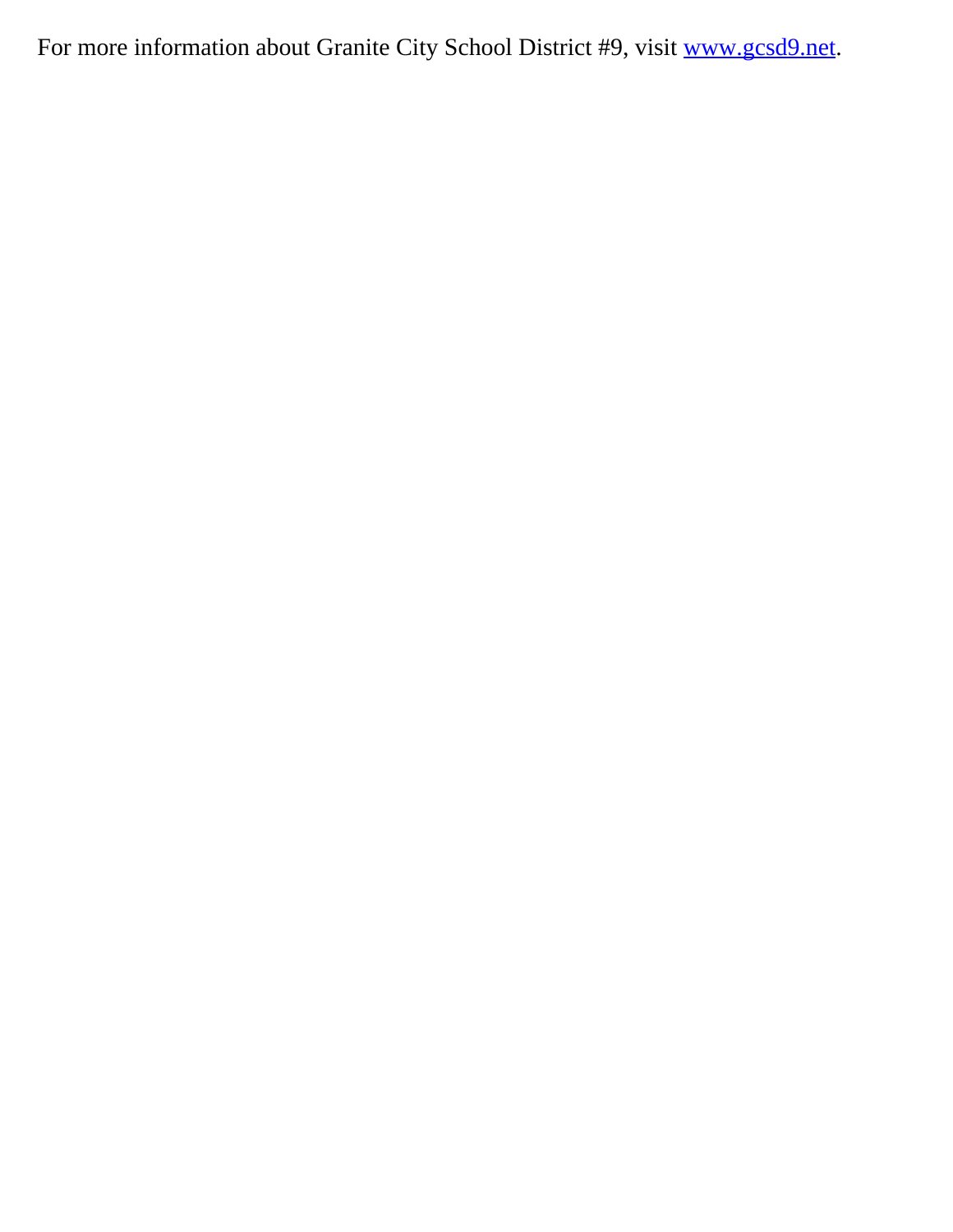For more information about Granite City School District #9, visit [www.gcsd9.net](http://www.gcsd9.net).